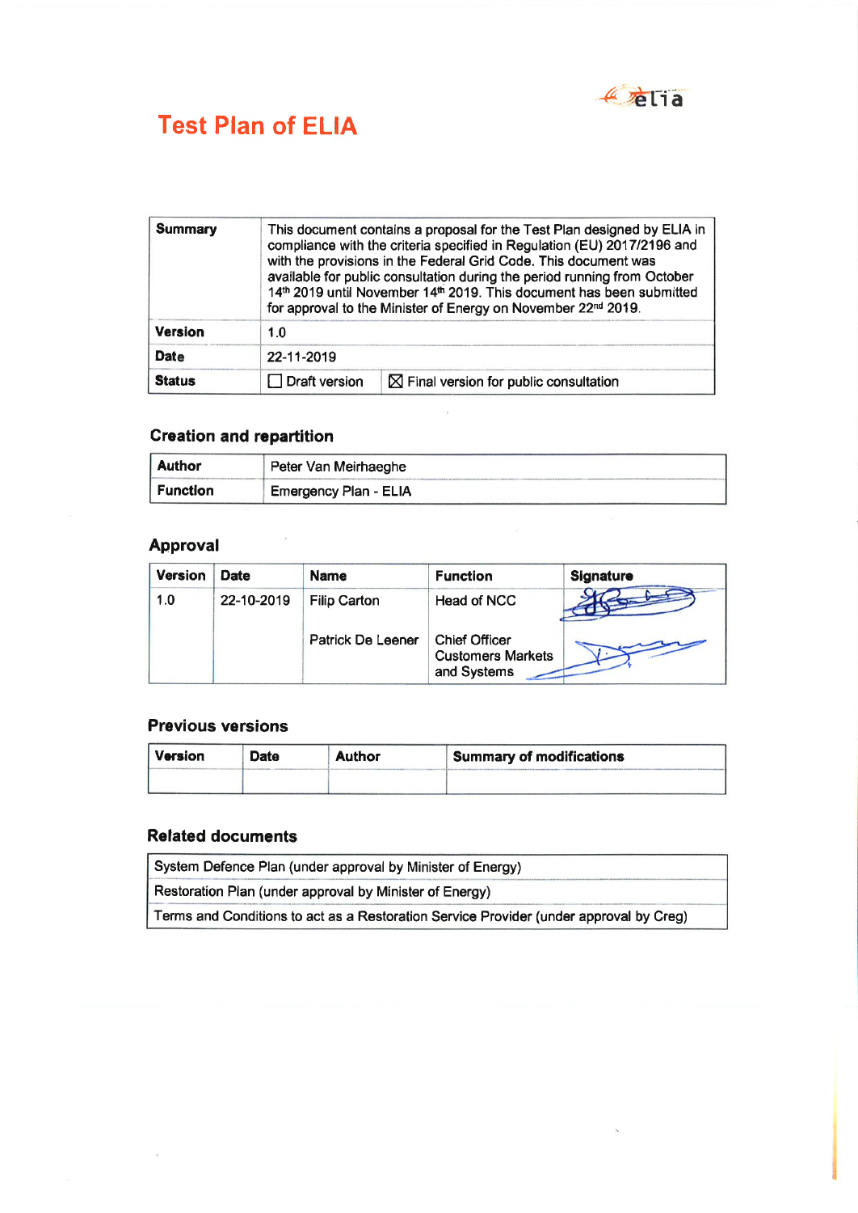# Test Plan of ELIA

| Summary | This document contains a proposal for the Test Plan designed by ELIA in compliance with the criteria specified in Regulation (EU) 2017/2196 and with the provisions in the Federal Grid Code. This document was available for public consultation during the period running from October 14th 2019 until November 14th 2019. This document has been submitted for approval to the Minister of Energy on November 22nd 2019. | |
|---|---|---|
| Version | 1.0 | |
| Date | 22-11-2019 | |
| Status | ☐ Draft version | ☒ Final version for public consultation |

## Creation and repartition

| Author | Peter Van Meirhaeghe |
|---|---|
| Function | Emergency Plan - ELIA |

## Approval

| Version | Date | Name | Function | Signature |
|---|---|---|---|---|
| 1.0 | 22-10-2019 | Filip Carton | Head of NCC | |
| | | Patrick De Leener | Chief Officer Customers Markets and Systems | |

## Previous versions

| Version | Date | Author | Summary of modifications |
|---|---|---|---|
| | | | |

## Related documents

| |
|---|
| System Defence Plan (under approval by Minister of Energy) |
| Restoration Plan (under approval by Minister of Energy) |
| Terms and Conditions to act as a Restoration Service Provider (under approval by Creg) |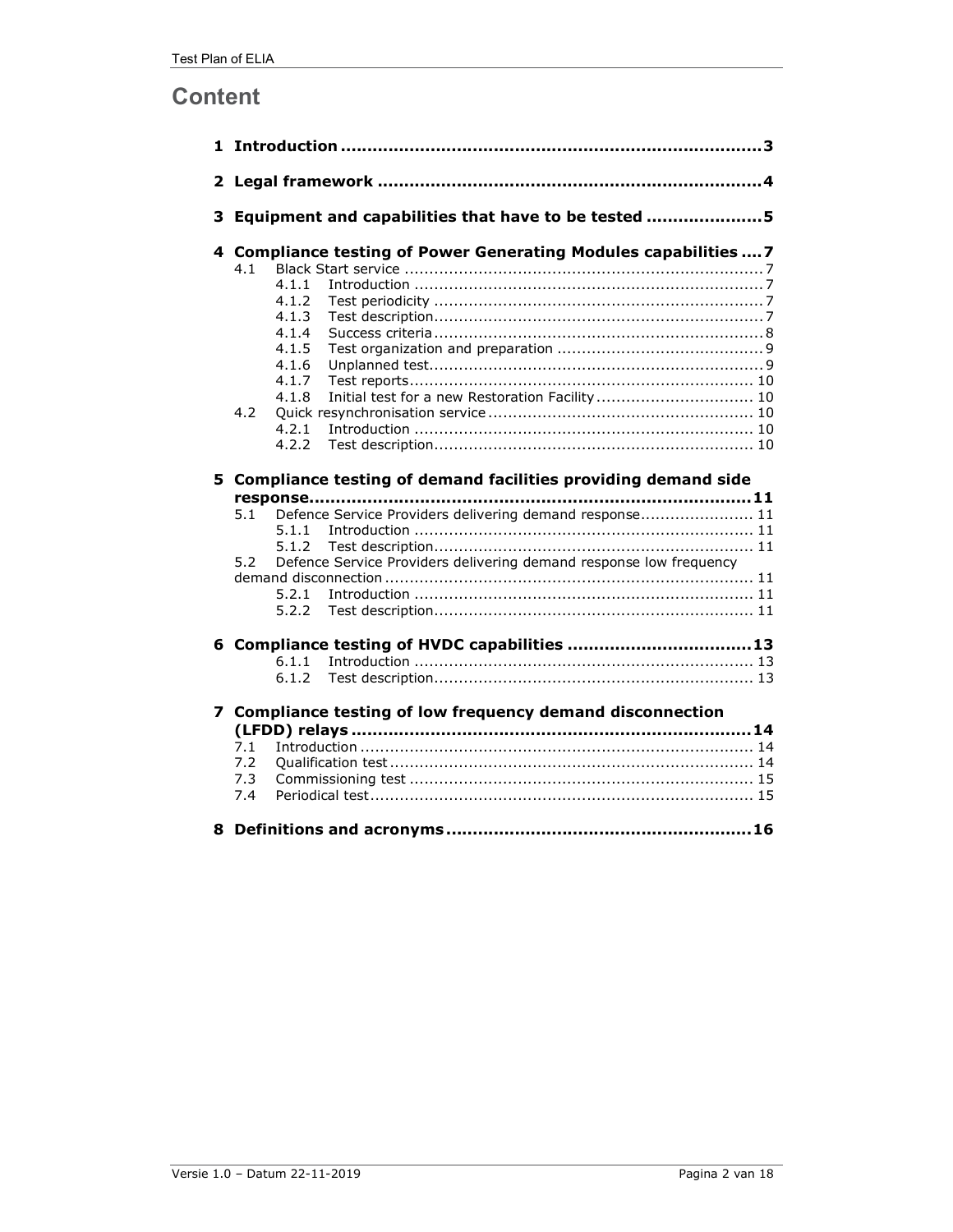# Content

**1 Introduction** ........................................................................ **3**

**2 Legal framework** ..................................................................... **4**

**3 Equipment and capabilities that have to be tested** ..................... **5**

**4 Compliance testing of Power Generating Modules capabilities** .... **7**

- 4.1 Black Start service ........................................................................ 7
  - 4.1.1 Introduction ........................................................................ 7
  - 4.1.2 Test periodicity ................................................................... 7
  - 4.1.3 Test description................................................................... 7
  - 4.1.4 Success criteria ................................................................... 8
  - 4.1.5 Test organization and preparation .......................................... 9
  - 4.1.6 Unplanned test.................................................................... 9
  - 4.1.7 Test reports ...................................................................... 10
  - 4.1.8 Initial test for a new Restoration Facility ................................ 10
- 4.2 Quick resynchronisation service ...................................................... 10
  - 4.2.1 Introduction ..................................................................... 10
  - 4.2.2 Test description................................................................. 10

**5 Compliance testing of demand facilities providing demand side response** ........................................................................ **11**

- 5.1 Defence Service Providers delivering demand response....................... 11
  - 5.1.1 Introduction ..................................................................... 11
  - 5.1.2 Test description................................................................. 11
- 5.2 Defence Service Providers delivering demand response low frequency demand disconnection ........................................................................ 11
  - 5.2.1 Introduction ..................................................................... 11
  - 5.2.2 Test description................................................................. 11

**6 Compliance testing of HVDC capabilities** .................................. **13**

- 6.1.1 Introduction ..................................................................... 13
- 6.1.2 Test description................................................................. 13

**7 Compliance testing of low frequency demand disconnection (LFDD) relays** ........................................................................ **14**

- 7.1 Introduction ................................................................................ 14
- 7.2 Qualification test .......................................................................... 14
- 7.3 Commissioning test ...................................................................... 15
- 7.4 Periodical test.............................................................................. 15

**8 Definitions and acronyms** ........................................................ **16**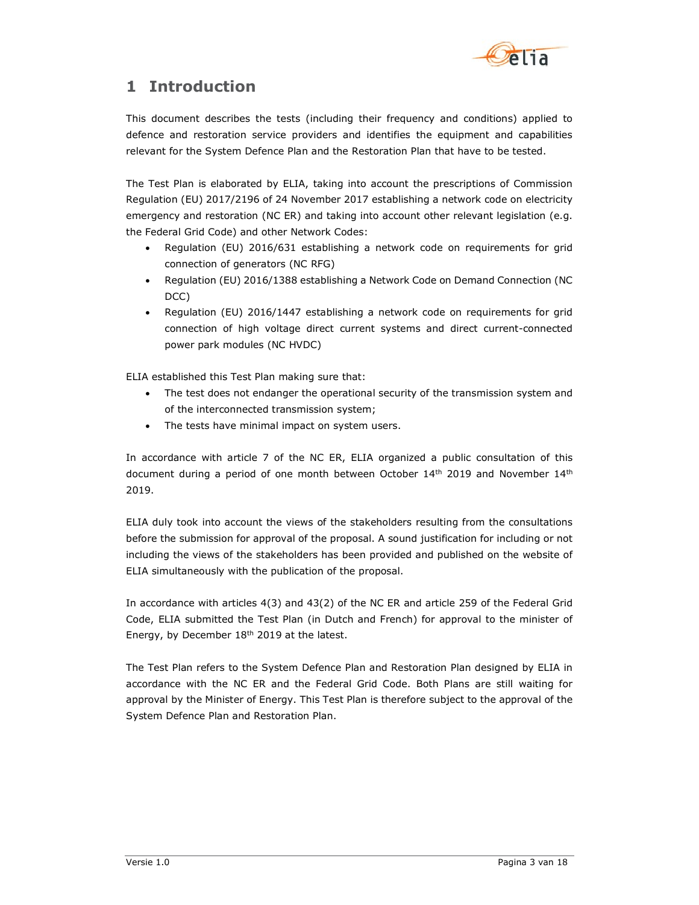# 1 Introduction

This document describes the tests (including their frequency and conditions) applied to defence and restoration service providers and identifies the equipment and capabilities relevant for the System Defence Plan and the Restoration Plan that have to be tested.

The Test Plan is elaborated by ELIA, taking into account the prescriptions of Commission Regulation (EU) 2017/2196 of 24 November 2017 establishing a network code on electricity emergency and restoration (NC ER) and taking into account other relevant legislation (e.g. the Federal Grid Code) and other Network Codes:

- Regulation (EU) 2016/631 establishing a network code on requirements for grid connection of generators (NC RFG)
- Regulation (EU) 2016/1388 establishing a Network Code on Demand Connection (NC DCC)
- Regulation (EU) 2016/1447 establishing a network code on requirements for grid connection of high voltage direct current systems and direct current-connected power park modules (NC HVDC)

ELIA established this Test Plan making sure that:

- The test does not endanger the operational security of the transmission system and of the interconnected transmission system;
- The tests have minimal impact on system users.

In accordance with article 7 of the NC ER, ELIA organized a public consultation of this document during a period of one month between October 14th 2019 and November 14th 2019.

ELIA duly took into account the views of the stakeholders resulting from the consultations before the submission for approval of the proposal. A sound justification for including or not including the views of the stakeholders has been provided and published on the website of ELIA simultaneously with the publication of the proposal.

In accordance with articles 4(3) and 43(2) of the NC ER and article 259 of the Federal Grid Code, ELIA submitted the Test Plan (in Dutch and French) for approval to the minister of Energy, by December 18th 2019 at the latest.

The Test Plan refers to the System Defence Plan and Restoration Plan designed by ELIA in accordance with the NC ER and the Federal Grid Code. Both Plans are still waiting for approval by the Minister of Energy. This Test Plan is therefore subject to the approval of the System Defence Plan and Restoration Plan.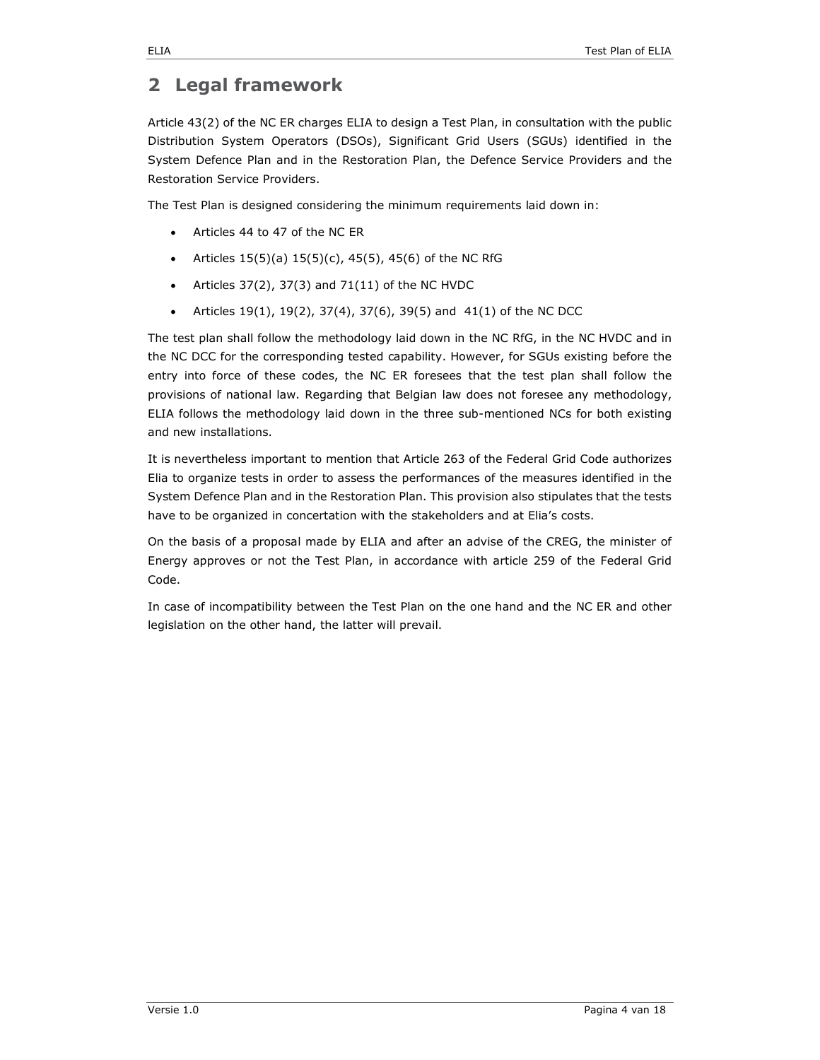# 2 Legal framework

Article 43(2) of the NC ER charges ELIA to design a Test Plan, in consultation with the public Distribution System Operators (DSOs), Significant Grid Users (SGUs) identified in the System Defence Plan and in the Restoration Plan, the Defence Service Providers and the Restoration Service Providers.

The Test Plan is designed considering the minimum requirements laid down in:

- Articles 44 to 47 of the NC ER
- Articles 15(5)(a) 15(5)(c), 45(5), 45(6) of the NC RfG
- Articles 37(2), 37(3) and 71(11) of the NC HVDC
- Articles 19(1), 19(2), 37(4), 37(6), 39(5) and 41(1) of the NC DCC

The test plan shall follow the methodology laid down in the NC RfG, in the NC HVDC and in the NC DCC for the corresponding tested capability. However, for SGUs existing before the entry into force of these codes, the NC ER foresees that the test plan shall follow the provisions of national law. Regarding that Belgian law does not foresee any methodology, ELIA follows the methodology laid down in the three sub-mentioned NCs for both existing and new installations.

It is nevertheless important to mention that Article 263 of the Federal Grid Code authorizes Elia to organize tests in order to assess the performances of the measures identified in the System Defence Plan and in the Restoration Plan. This provision also stipulates that the tests have to be organized in concertation with the stakeholders and at Elia's costs.

On the basis of a proposal made by ELIA and after an advise of the CREG, the minister of Energy approves or not the Test Plan, in accordance with article 259 of the Federal Grid Code.

In case of incompatibility between the Test Plan on the one hand and the NC ER and other legislation on the other hand, the latter will prevail.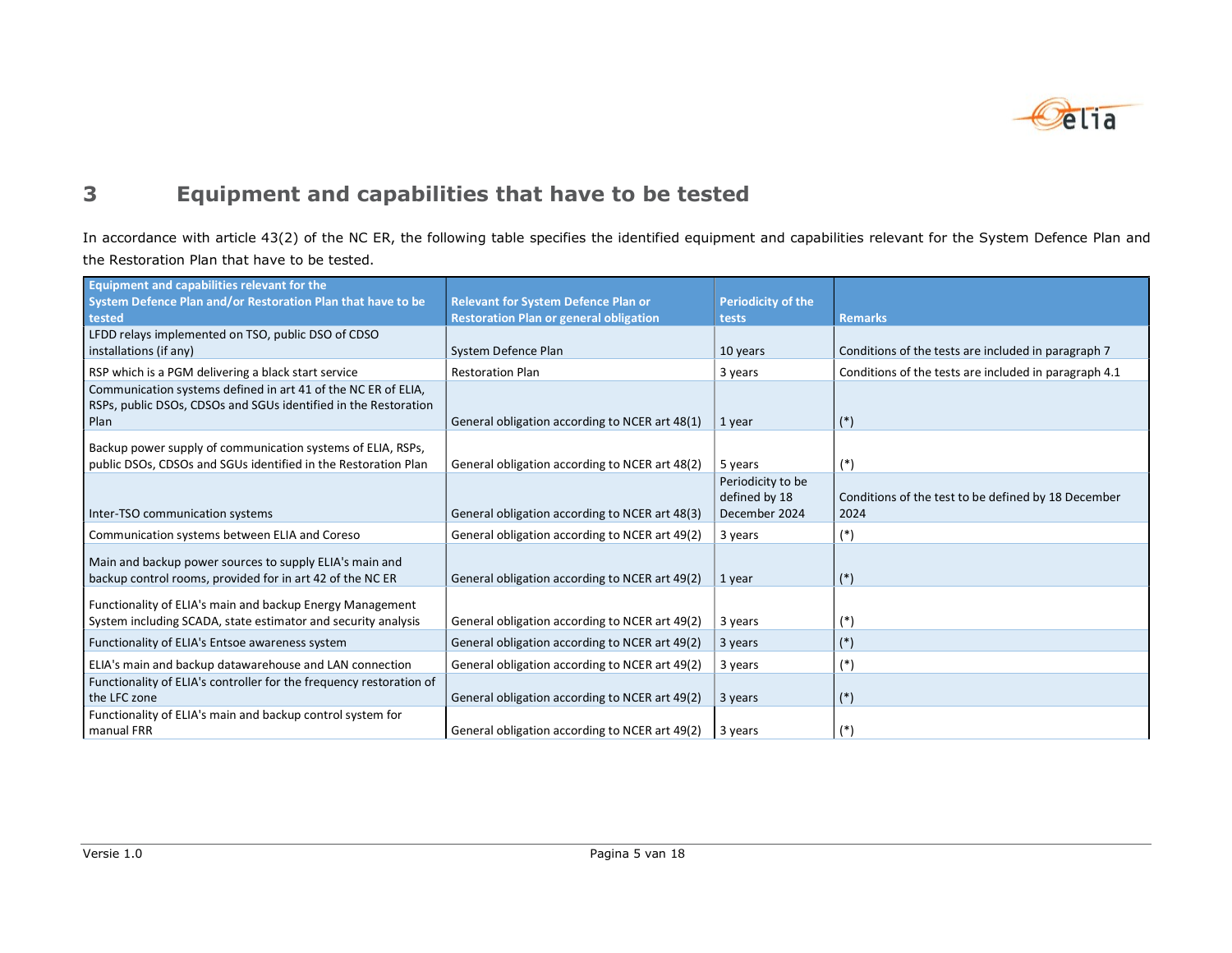# 3 Equipment and capabilities that have to be tested

In accordance with article 43(2) of the NC ER, the following table specifies the identified equipment and capabilities relevant for the System Defence Plan and the Restoration Plan that have to be tested.

| Equipment and capabilities relevant for the System Defence Plan and/or Restoration Plan that have to be tested | Relevant for System Defence Plan or Restoration Plan or general obligation | Periodicity of the tests | Remarks |
|---|---|---|---|
| LFDD relays implemented on TSO, public DSO of CDSO installations (if any) | System Defence Plan | 10 years | Conditions of the tests are included in paragraph 7 |
| RSP which is a PGM delivering a black start service | Restoration Plan | 3 years | Conditions of the tests are included in paragraph 4.1 |
| Communication systems defined in art 41 of the NC ER of ELIA, RSPs, public DSOs, CDSOs and SGUs identified in the Restoration Plan | General obligation according to NCER art 48(1) | 1 year | (*) |
| Backup power supply of communication systems of ELIA, RSPs, public DSOs, CDSOs and SGUs identified in the Restoration Plan | General obligation according to NCER art 48(2) | 5 years | (*) |
| Inter-TSO communication systems | General obligation according to NCER art 48(3) | Periodicity to be defined by 18 December 2024 | Conditions of the test to be defined by 18 December 2024 |
| Communication systems between ELIA and Coreso | General obligation according to NCER art 49(2) | 3 years | (*) |
| Main and backup power sources to supply ELIA's main and backup control rooms, provided for in art 42 of the NC ER | General obligation according to NCER art 49(2) | 1 year | (*) |
| Functionality of ELIA's main and backup Energy Management System including SCADA, state estimator and security analysis | General obligation according to NCER art 49(2) | 3 years | (*) |
| Functionality of ELIA's Entsoe awareness system | General obligation according to NCER art 49(2) | 3 years | (*) |
| ELIA's main and backup datawarehouse and LAN connection | General obligation according to NCER art 49(2) | 3 years | (*) |
| Functionality of ELIA's controller for the frequency restoration of the LFC zone | General obligation according to NCER art 49(2) | 3 years | (*) |
| Functionality of ELIA's main and backup control system for manual FRR | General obligation according to NCER art 49(2) | 3 years | (*) |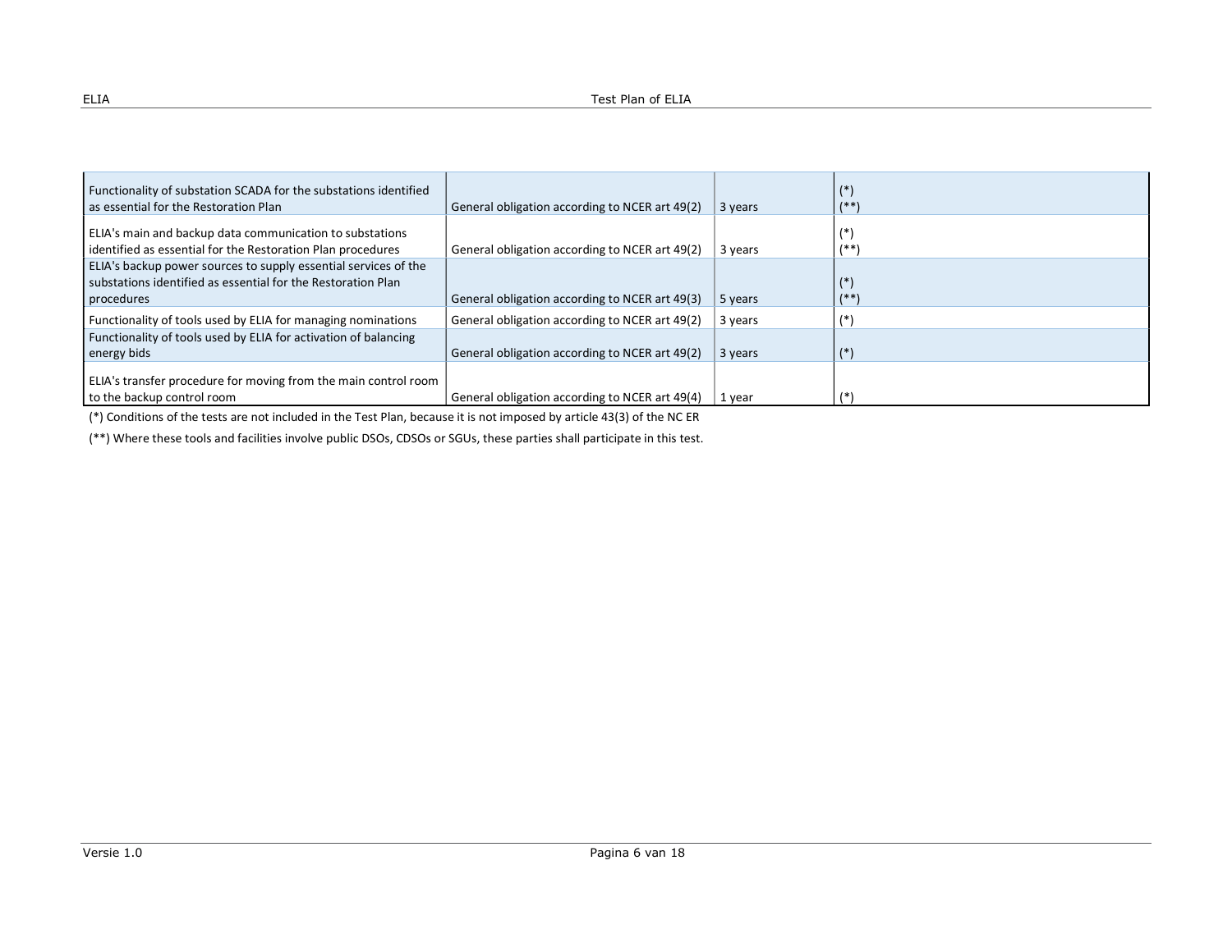| | | | |
|---|---|---|---|
| Functionality of substation SCADA for the substations identified as essential for the Restoration Plan | General obligation according to NCER art 49(2) | 3 years | (*) (**) |
| ELIA's main and backup data communication to substations identified as essential for the Restoration Plan procedures | General obligation according to NCER art 49(2) | 3 years | (*) (**) |
| ELIA's backup power sources to supply essential services of the substations identified as essential for the Restoration Plan procedures | General obligation according to NCER art 49(3) | 5 years | (*) (**) |
| Functionality of tools used by ELIA for managing nominations | General obligation according to NCER art 49(2) | 3 years | (*) |
| Functionality of tools used by ELIA for activation of balancing energy bids | General obligation according to NCER art 49(2) | 3 years | (*) |
| ELIA's transfer procedure for moving from the main control room to the backup control room | General obligation according to NCER art 49(4) | 1 year | (*) |

(*) Conditions of the tests are not included in the Test Plan, because it is not imposed by article 43(3) of the NC ER

(**) Where these tools and facilities involve public DSOs, CDSOs or SGUs, these parties shall participate in this test.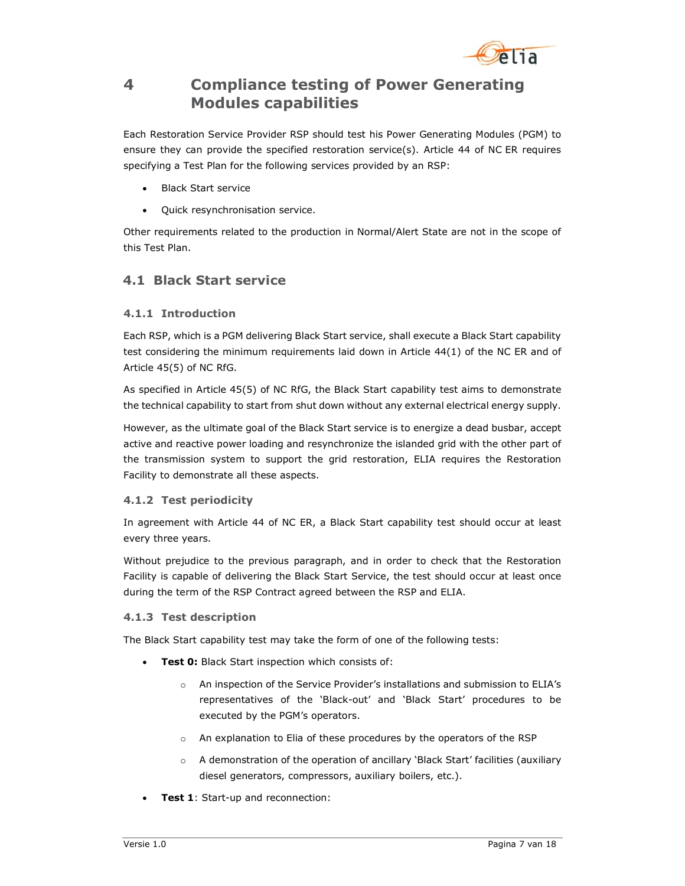# 4 Compliance testing of Power Generating Modules capabilities

Each Restoration Service Provider RSP should test his Power Generating Modules (PGM) to ensure they can provide the specified restoration service(s). Article 44 of NC ER requires specifying a Test Plan for the following services provided by an RSP:

- Black Start service
- Quick resynchronisation service.

Other requirements related to the production in Normal/Alert State are not in the scope of this Test Plan.

## 4.1 Black Start service

### 4.1.1 Introduction

Each RSP, which is a PGM delivering Black Start service, shall execute a Black Start capability test considering the minimum requirements laid down in Article 44(1) of the NC ER and of Article 45(5) of NC RfG.

As specified in Article 45(5) of NC RfG, the Black Start capability test aims to demonstrate the technical capability to start from shut down without any external electrical energy supply.

However, as the ultimate goal of the Black Start service is to energize a dead busbar, accept active and reactive power loading and resynchronize the islanded grid with the other part of the transmission system to support the grid restoration, ELIA requires the Restoration Facility to demonstrate all these aspects.

### 4.1.2 Test periodicity

In agreement with Article 44 of NC ER, a Black Start capability test should occur at least every three years.

Without prejudice to the previous paragraph, and in order to check that the Restoration Facility is capable of delivering the Black Start Service, the test should occur at least once during the term of the RSP Contract agreed between the RSP and ELIA.

### 4.1.3 Test description

The Black Start capability test may take the form of one of the following tests:

- **Test 0:** Black Start inspection which consists of:
    - An inspection of the Service Provider's installations and submission to ELIA's representatives of the 'Black-out' and 'Black Start' procedures to be executed by the PGM's operators.
    - An explanation to Elia of these procedures by the operators of the RSP
    - A demonstration of the operation of ancillary 'Black Start' facilities (auxiliary diesel generators, compressors, auxiliary boilers, etc.).
- **Test 1**: Start-up and reconnection: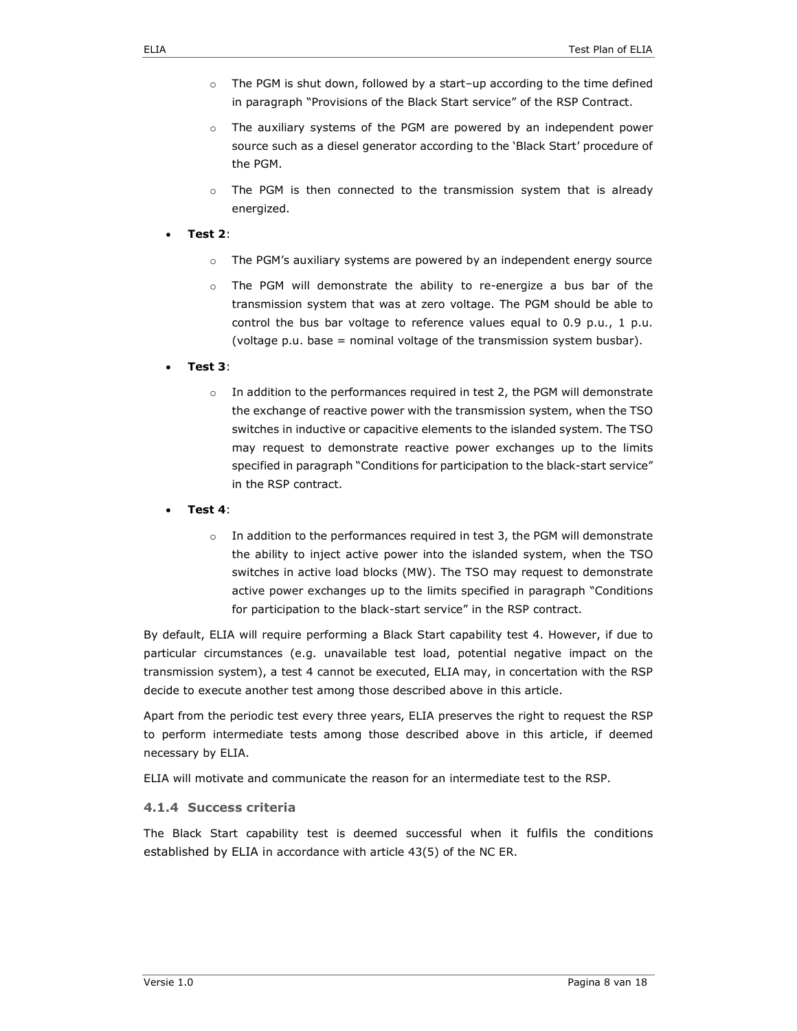- The PGM is shut down, followed by a start–up according to the time defined in paragraph "Provisions of the Black Start service" of the RSP Contract.
  - The auxiliary systems of the PGM are powered by an independent power source such as a diesel generator according to the 'Black Start' procedure of the PGM.
  - The PGM is then connected to the transmission system that is already energized.

- **Test 2**:
  - The PGM's auxiliary systems are powered by an independent energy source
  - The PGM will demonstrate the ability to re-energize a bus bar of the transmission system that was at zero voltage. The PGM should be able to control the bus bar voltage to reference values equal to 0.9 p.u., 1 p.u. (voltage p.u. base = nominal voltage of the transmission system busbar).

- **Test 3**:
  - In addition to the performances required in test 2, the PGM will demonstrate the exchange of reactive power with the transmission system, when the TSO switches in inductive or capacitive elements to the islanded system. The TSO may request to demonstrate reactive power exchanges up to the limits specified in paragraph "Conditions for participation to the black-start service" in the RSP contract.

- **Test 4**:
  - In addition to the performances required in test 3, the PGM will demonstrate the ability to inject active power into the islanded system, when the TSO switches in active load blocks (MW). The TSO may request to demonstrate active power exchanges up to the limits specified in paragraph "Conditions for participation to the black-start service" in the RSP contract.

By default, ELIA will require performing a Black Start capability test 4. However, if due to particular circumstances (e.g. unavailable test load, potential negative impact on the transmission system), a test 4 cannot be executed, ELIA may, in concertation with the RSP decide to execute another test among those described above in this article.

Apart from the periodic test every three years, ELIA preserves the right to request the RSP to perform intermediate tests among those described above in this article, if deemed necessary by ELIA.

ELIA will motivate and communicate the reason for an intermediate test to the RSP.

### 4.1.4 Success criteria

The Black Start capability test is deemed successful when it fulfils the conditions established by ELIA in accordance with article 43(5) of the NC ER.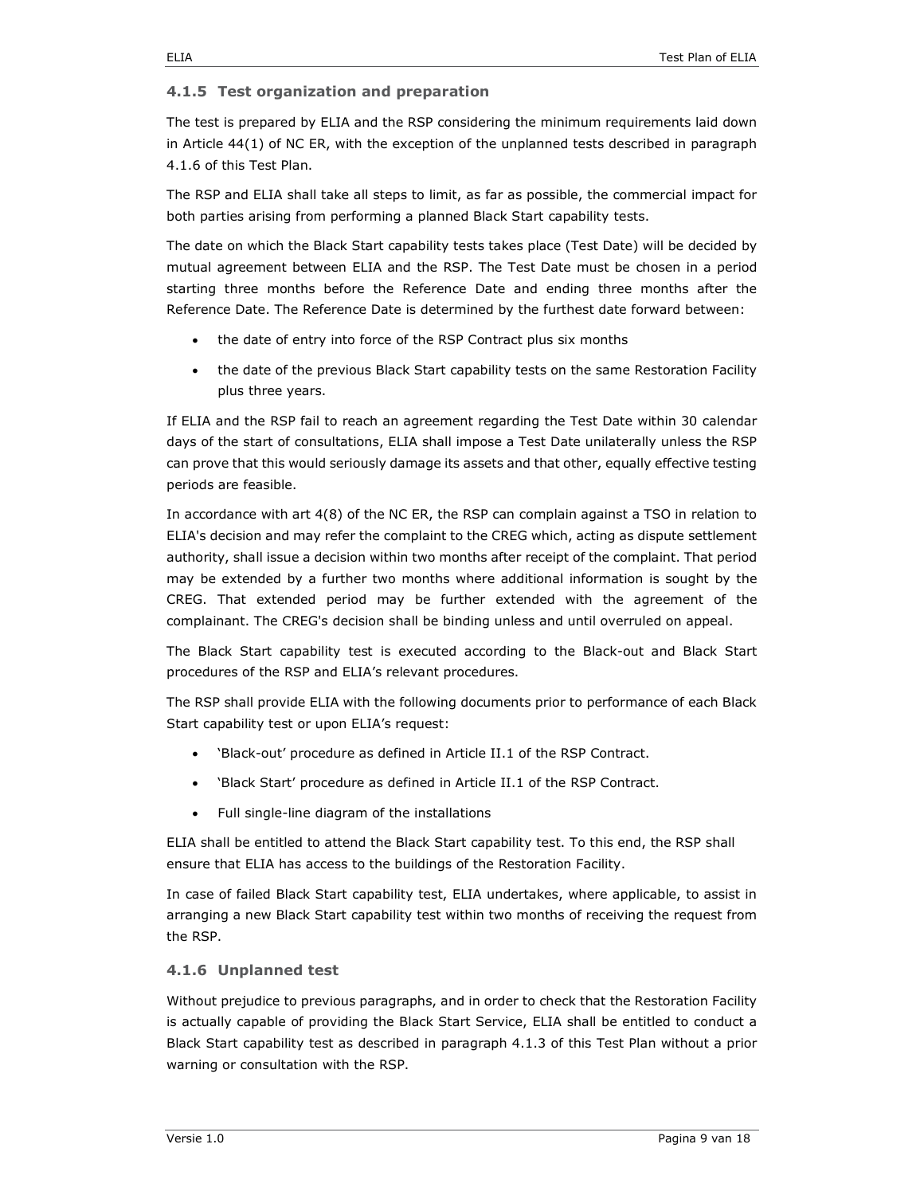### 4.1.5 Test organization and preparation

The test is prepared by ELIA and the RSP considering the minimum requirements laid down in Article 44(1) of NC ER, with the exception of the unplanned tests described in paragraph 4.1.6 of this Test Plan.

The RSP and ELIA shall take all steps to limit, as far as possible, the commercial impact for both parties arising from performing a planned Black Start capability tests.

The date on which the Black Start capability tests takes place (Test Date) will be decided by mutual agreement between ELIA and the RSP. The Test Date must be chosen in a period starting three months before the Reference Date and ending three months after the Reference Date. The Reference Date is determined by the furthest date forward between:

- the date of entry into force of the RSP Contract plus six months
- the date of the previous Black Start capability tests on the same Restoration Facility plus three years.

If ELIA and the RSP fail to reach an agreement regarding the Test Date within 30 calendar days of the start of consultations, ELIA shall impose a Test Date unilaterally unless the RSP can prove that this would seriously damage its assets and that other, equally effective testing periods are feasible.

In accordance with art 4(8) of the NC ER, the RSP can complain against a TSO in relation to ELIA's decision and may refer the complaint to the CREG which, acting as dispute settlement authority, shall issue a decision within two months after receipt of the complaint. That period may be extended by a further two months where additional information is sought by the CREG. That extended period may be further extended with the agreement of the complainant. The CREG's decision shall be binding unless and until overruled on appeal.

The Black Start capability test is executed according to the Black-out and Black Start procedures of the RSP and ELIA's relevant procedures.

The RSP shall provide ELIA with the following documents prior to performance of each Black Start capability test or upon ELIA's request:

- 'Black-out' procedure as defined in Article II.1 of the RSP Contract.
- 'Black Start' procedure as defined in Article II.1 of the RSP Contract.
- Full single-line diagram of the installations

ELIA shall be entitled to attend the Black Start capability test. To this end, the RSP shall ensure that ELIA has access to the buildings of the Restoration Facility.

In case of failed Black Start capability test, ELIA undertakes, where applicable, to assist in arranging a new Black Start capability test within two months of receiving the request from the RSP.

### 4.1.6 Unplanned test

Without prejudice to previous paragraphs, and in order to check that the Restoration Facility is actually capable of providing the Black Start Service, ELIA shall be entitled to conduct a Black Start capability test as described in paragraph 4.1.3 of this Test Plan without a prior warning or consultation with the RSP.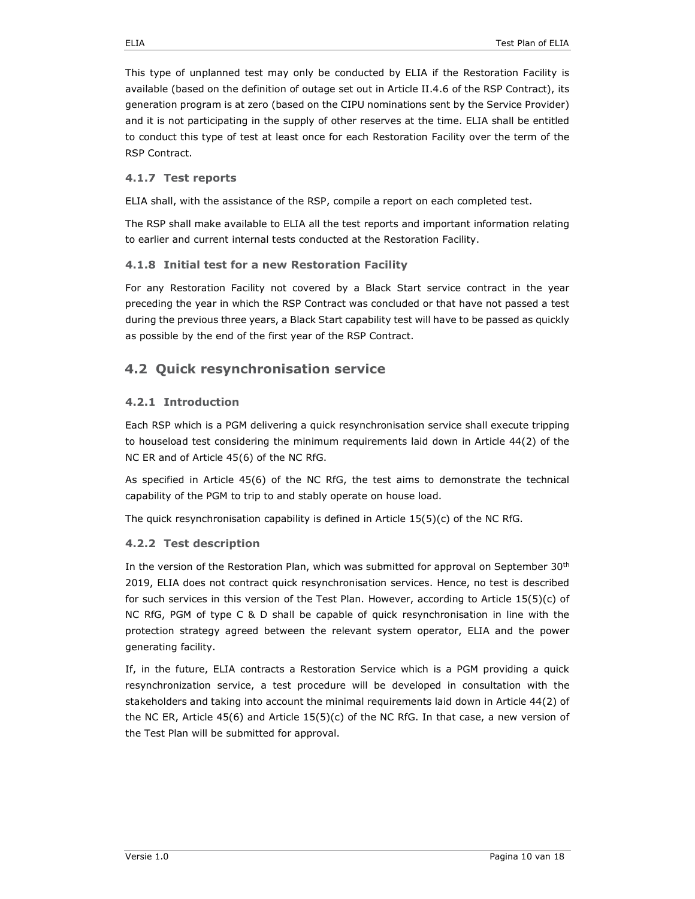This type of unplanned test may only be conducted by ELIA if the Restoration Facility is available (based on the definition of outage set out in Article II.4.6 of the RSP Contract), its generation program is at zero (based on the CIPU nominations sent by the Service Provider) and it is not participating in the supply of other reserves at the time. ELIA shall be entitled to conduct this type of test at least once for each Restoration Facility over the term of the RSP Contract.

### 4.1.7 Test reports

ELIA shall, with the assistance of the RSP, compile a report on each completed test.

The RSP shall make available to ELIA all the test reports and important information relating to earlier and current internal tests conducted at the Restoration Facility.

### 4.1.8 Initial test for a new Restoration Facility

For any Restoration Facility not covered by a Black Start service contract in the year preceding the year in which the RSP Contract was concluded or that have not passed a test during the previous three years, a Black Start capability test will have to be passed as quickly as possible by the end of the first year of the RSP Contract.

## 4.2 Quick resynchronisation service

### 4.2.1 Introduction

Each RSP which is a PGM delivering a quick resynchronisation service shall execute tripping to houseload test considering the minimum requirements laid down in Article 44(2) of the NC ER and of Article 45(6) of the NC RfG.

As specified in Article 45(6) of the NC RfG, the test aims to demonstrate the technical capability of the PGM to trip to and stably operate on house load.

The quick resynchronisation capability is defined in Article 15(5)(c) of the NC RfG.

### 4.2.2 Test description

In the version of the Restoration Plan, which was submitted for approval on September 30th 2019, ELIA does not contract quick resynchronisation services. Hence, no test is described for such services in this version of the Test Plan. However, according to Article 15(5)(c) of NC RfG, PGM of type C & D shall be capable of quick resynchronisation in line with the protection strategy agreed between the relevant system operator, ELIA and the power generating facility.

If, in the future, ELIA contracts a Restoration Service which is a PGM providing a quick resynchronization service, a test procedure will be developed in consultation with the stakeholders and taking into account the minimal requirements laid down in Article 44(2) of the NC ER, Article 45(6) and Article 15(5)(c) of the NC RfG. In that case, a new version of the Test Plan will be submitted for approval.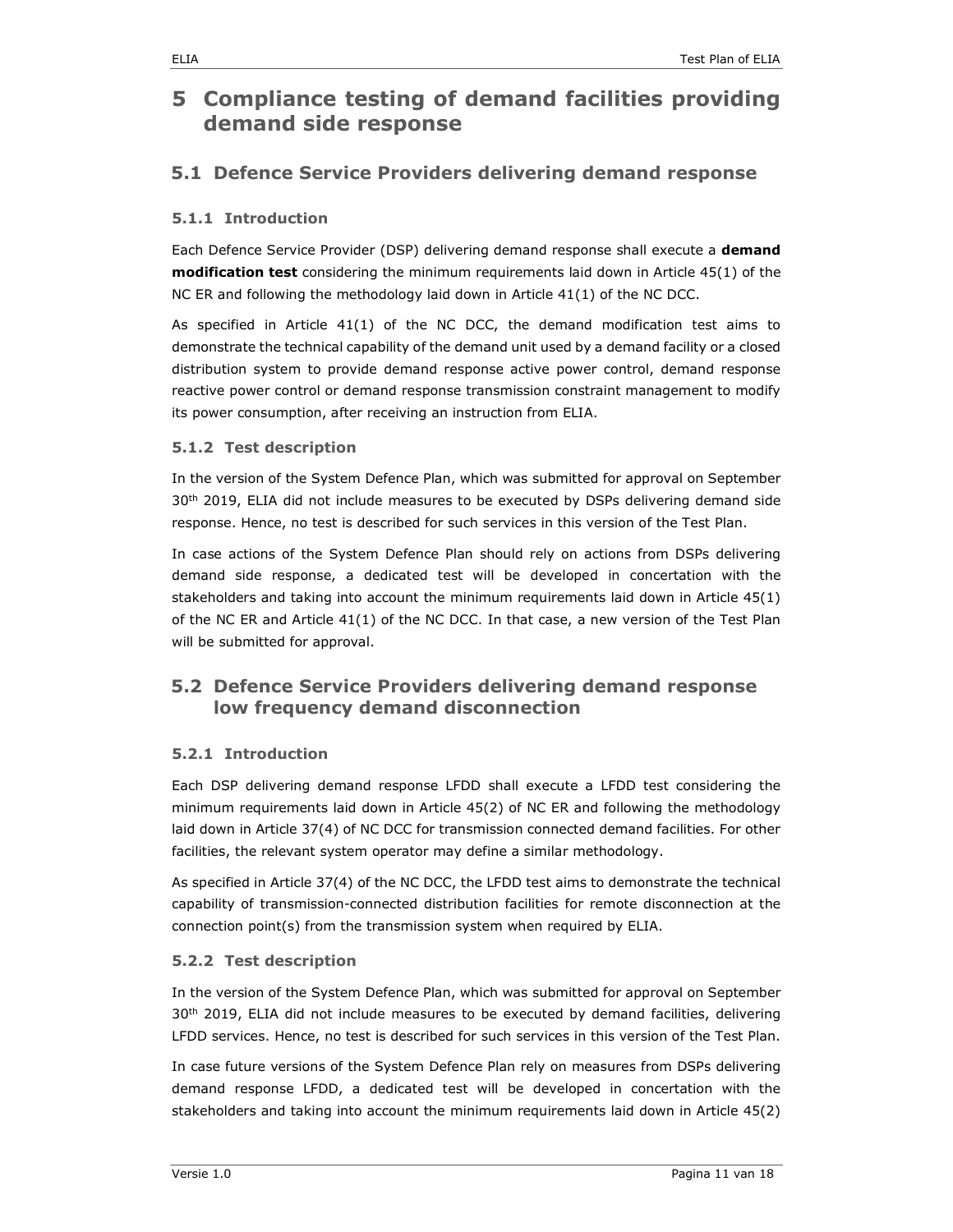# 5 Compliance testing of demand facilities providing demand side response

## 5.1 Defence Service Providers delivering demand response

### 5.1.1 Introduction

Each Defence Service Provider (DSP) delivering demand response shall execute a **demand modification test** considering the minimum requirements laid down in Article 45(1) of the NC ER and following the methodology laid down in Article 41(1) of the NC DCC.

As specified in Article 41(1) of the NC DCC, the demand modification test aims to demonstrate the technical capability of the demand unit used by a demand facility or a closed distribution system to provide demand response active power control, demand response reactive power control or demand response transmission constraint management to modify its power consumption, after receiving an instruction from ELIA.

### 5.1.2 Test description

In the version of the System Defence Plan, which was submitted for approval on September 30th 2019, ELIA did not include measures to be executed by DSPs delivering demand side response. Hence, no test is described for such services in this version of the Test Plan.

In case actions of the System Defence Plan should rely on actions from DSPs delivering demand side response, a dedicated test will be developed in concertation with the stakeholders and taking into account the minimum requirements laid down in Article 45(1) of the NC ER and Article 41(1) of the NC DCC. In that case, a new version of the Test Plan will be submitted for approval.

## 5.2 Defence Service Providers delivering demand response low frequency demand disconnection

### 5.2.1 Introduction

Each DSP delivering demand response LFDD shall execute a LFDD test considering the minimum requirements laid down in Article 45(2) of NC ER and following the methodology laid down in Article 37(4) of NC DCC for transmission connected demand facilities. For other facilities, the relevant system operator may define a similar methodology.

As specified in Article 37(4) of the NC DCC, the LFDD test aims to demonstrate the technical capability of transmission-connected distribution facilities for remote disconnection at the connection point(s) from the transmission system when required by ELIA.

### 5.2.2 Test description

In the version of the System Defence Plan, which was submitted for approval on September 30th 2019, ELIA did not include measures to be executed by demand facilities, delivering LFDD services. Hence, no test is described for such services in this version of the Test Plan.

In case future versions of the System Defence Plan rely on measures from DSPs delivering demand response LFDD, a dedicated test will be developed in concertation with the stakeholders and taking into account the minimum requirements laid down in Article 45(2)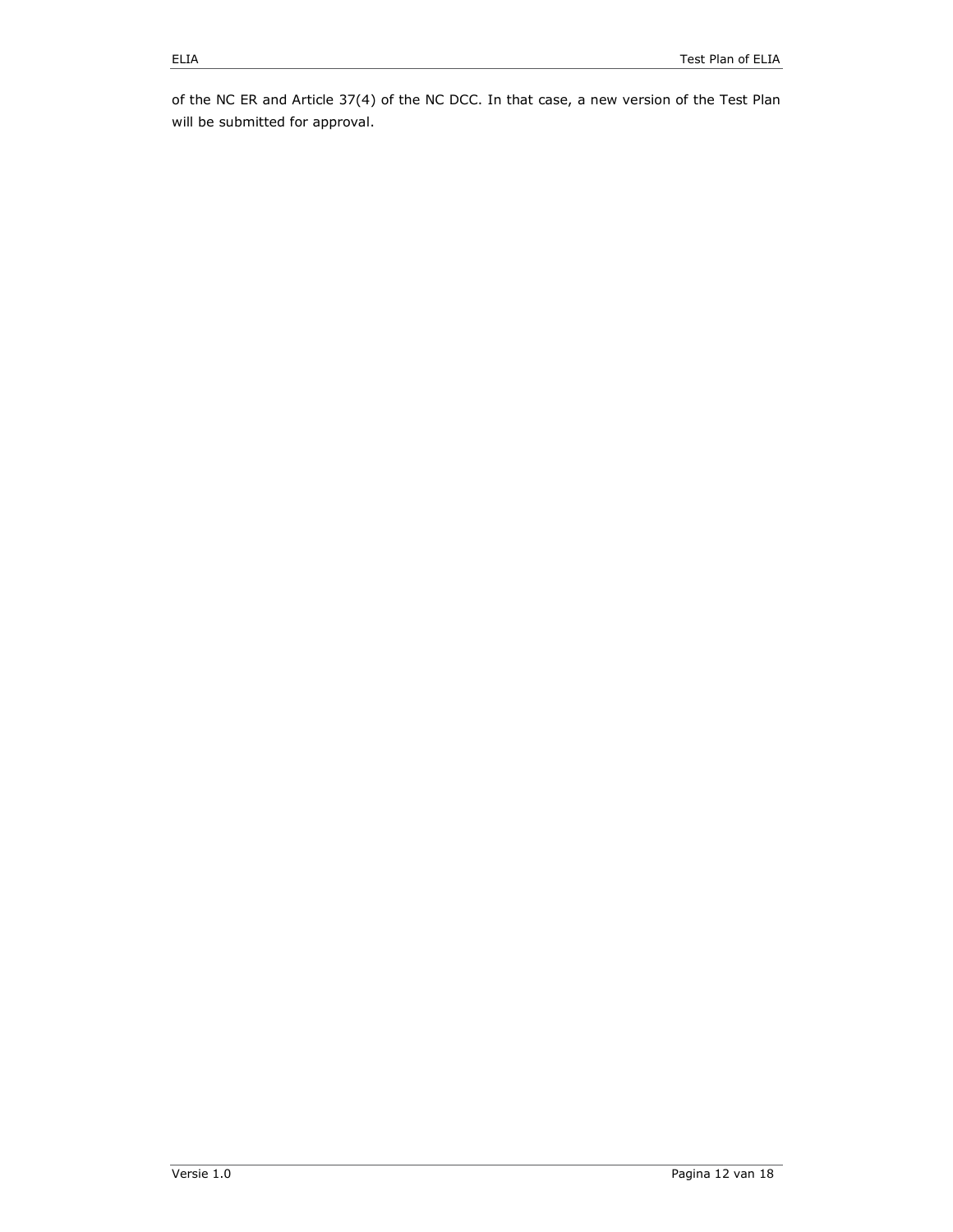of the NC ER and Article 37(4) of the NC DCC. In that case, a new version of the Test Plan will be submitted for approval.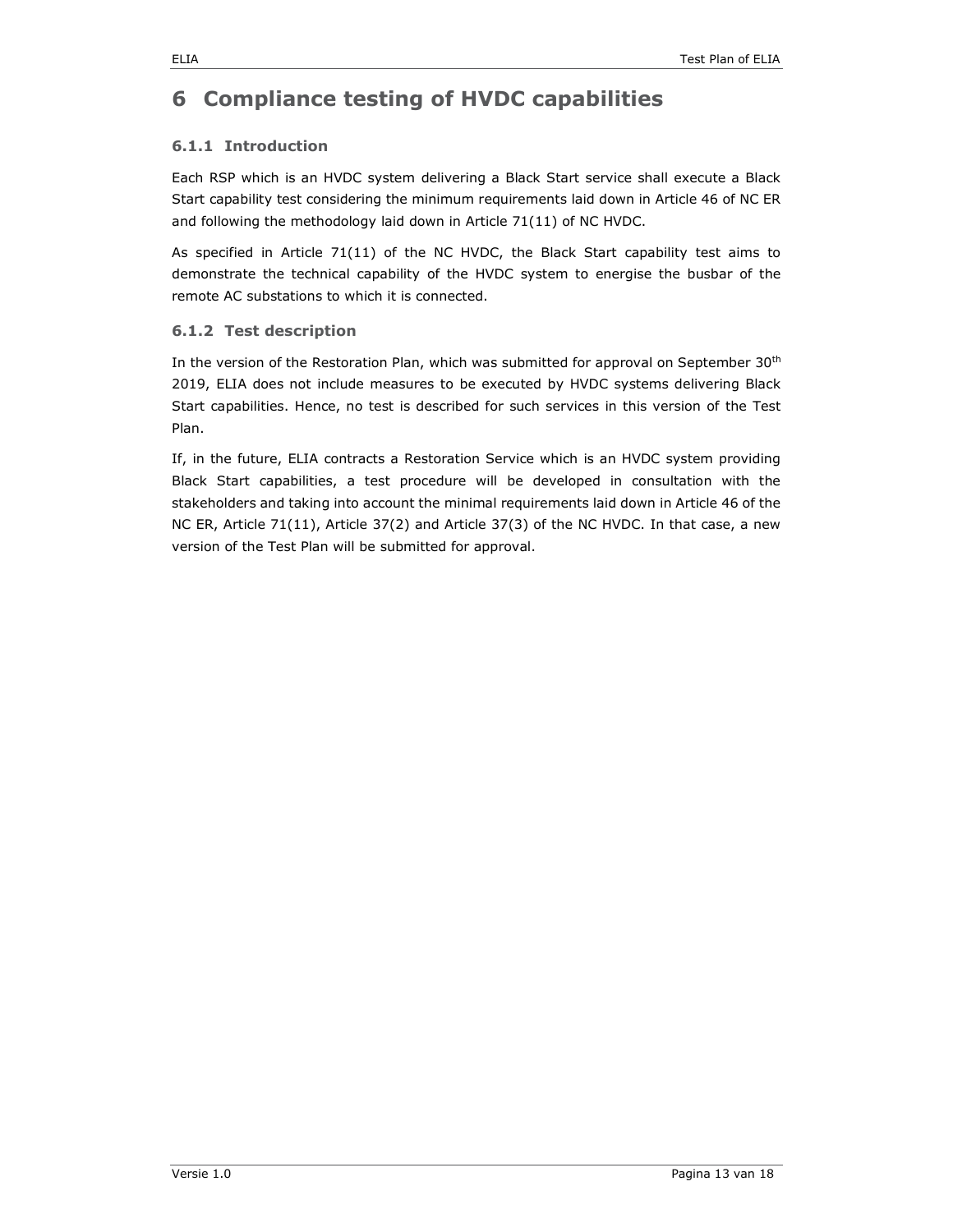# 6 Compliance testing of HVDC capabilities

### 6.1.1 Introduction

Each RSP which is an HVDC system delivering a Black Start service shall execute a Black Start capability test considering the minimum requirements laid down in Article 46 of NC ER and following the methodology laid down in Article 71(11) of NC HVDC.

As specified in Article 71(11) of the NC HVDC, the Black Start capability test aims to demonstrate the technical capability of the HVDC system to energise the busbar of the remote AC substations to which it is connected.

### 6.1.2 Test description

In the version of the Restoration Plan, which was submitted for approval on September 30th 2019, ELIA does not include measures to be executed by HVDC systems delivering Black Start capabilities. Hence, no test is described for such services in this version of the Test Plan.

If, in the future, ELIA contracts a Restoration Service which is an HVDC system providing Black Start capabilities, a test procedure will be developed in consultation with the stakeholders and taking into account the minimal requirements laid down in Article 46 of the NC ER, Article 71(11), Article 37(2) and Article 37(3) of the NC HVDC. In that case, a new version of the Test Plan will be submitted for approval.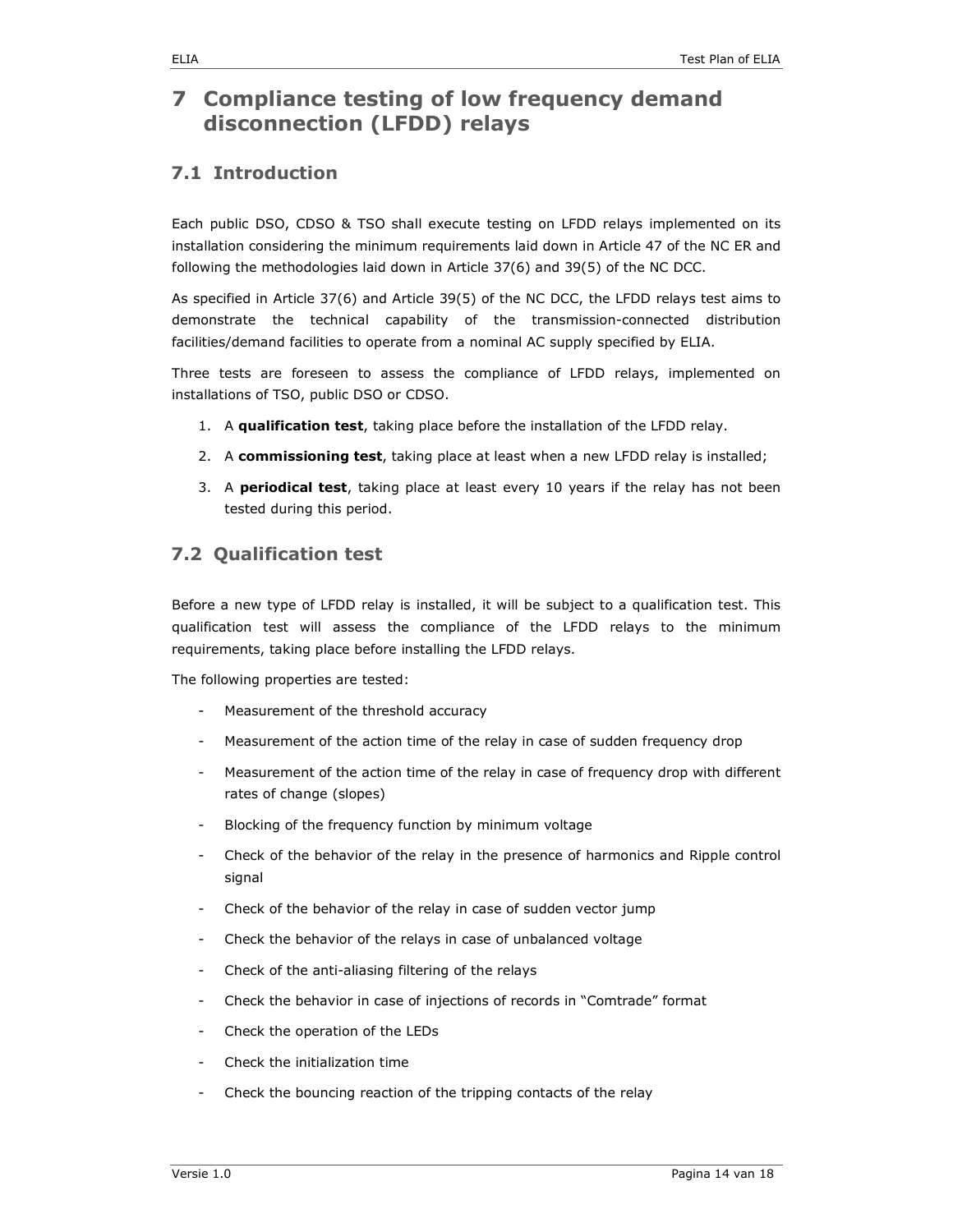# 7 Compliance testing of low frequency demand disconnection (LFDD) relays

## 7.1 Introduction

Each public DSO, CDSO & TSO shall execute testing on LFDD relays implemented on its installation considering the minimum requirements laid down in Article 47 of the NC ER and following the methodologies laid down in Article 37(6) and 39(5) of the NC DCC.

As specified in Article 37(6) and Article 39(5) of the NC DCC, the LFDD relays test aims to demonstrate the technical capability of the transmission-connected distribution facilities/demand facilities to operate from a nominal AC supply specified by ELIA.

Three tests are foreseen to assess the compliance of LFDD relays, implemented on installations of TSO, public DSO or CDSO.

1. A **qualification test**, taking place before the installation of the LFDD relay.
2. A **commissioning test**, taking place at least when a new LFDD relay is installed;
3. A **periodical test**, taking place at least every 10 years if the relay has not been tested during this period.

## 7.2 Qualification test

Before a new type of LFDD relay is installed, it will be subject to a qualification test. This qualification test will assess the compliance of the LFDD relays to the minimum requirements, taking place before installing the LFDD relays.

The following properties are tested:

- Measurement of the threshold accuracy
- Measurement of the action time of the relay in case of sudden frequency drop
- Measurement of the action time of the relay in case of frequency drop with different rates of change (slopes)
- Blocking of the frequency function by minimum voltage
- Check of the behavior of the relay in the presence of harmonics and Ripple control signal
- Check of the behavior of the relay in case of sudden vector jump
- Check the behavior of the relays in case of unbalanced voltage
- Check of the anti-aliasing filtering of the relays
- Check the behavior in case of injections of records in "Comtrade" format
- Check the operation of the LEDs
- Check the initialization time
- Check the bouncing reaction of the tripping contacts of the relay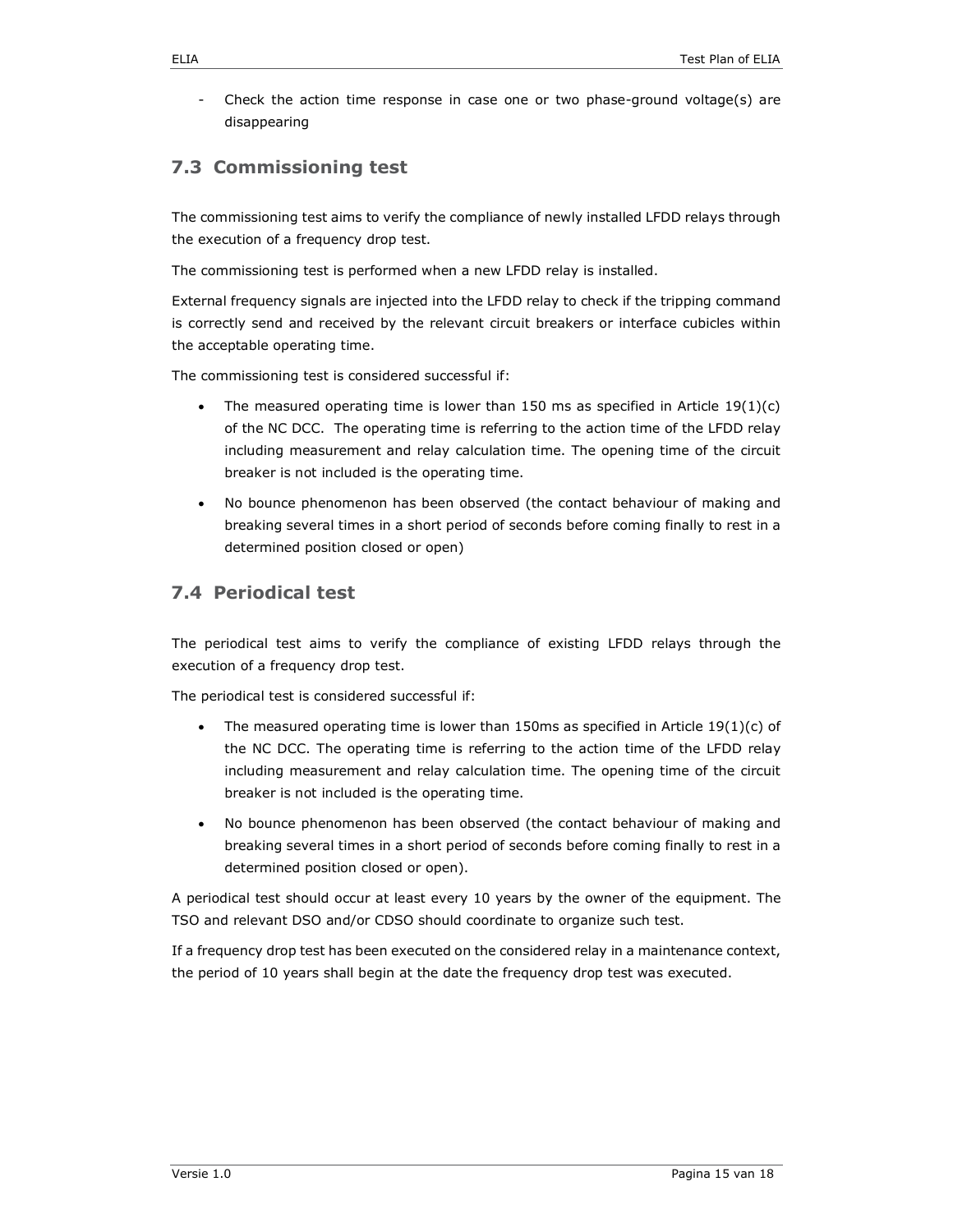- Check the action time response in case one or two phase-ground voltage(s) are disappearing

## 7.3 Commissioning test

The commissioning test aims to verify the compliance of newly installed LFDD relays through the execution of a frequency drop test.

The commissioning test is performed when a new LFDD relay is installed.

External frequency signals are injected into the LFDD relay to check if the tripping command is correctly send and received by the relevant circuit breakers or interface cubicles within the acceptable operating time.

The commissioning test is considered successful if:

- The measured operating time is lower than 150 ms as specified in Article 19(1)(c) of the NC DCC. The operating time is referring to the action time of the LFDD relay including measurement and relay calculation time. The opening time of the circuit breaker is not included is the operating time.
- No bounce phenomenon has been observed (the contact behaviour of making and breaking several times in a short period of seconds before coming finally to rest in a determined position closed or open)

## 7.4 Periodical test

The periodical test aims to verify the compliance of existing LFDD relays through the execution of a frequency drop test.

The periodical test is considered successful if:

- The measured operating time is lower than 150ms as specified in Article 19(1)(c) of the NC DCC. The operating time is referring to the action time of the LFDD relay including measurement and relay calculation time. The opening time of the circuit breaker is not included is the operating time.
- No bounce phenomenon has been observed (the contact behaviour of making and breaking several times in a short period of seconds before coming finally to rest in a determined position closed or open).

A periodical test should occur at least every 10 years by the owner of the equipment. The TSO and relevant DSO and/or CDSO should coordinate to organize such test.

If a frequency drop test has been executed on the considered relay in a maintenance context, the period of 10 years shall begin at the date the frequency drop test was executed.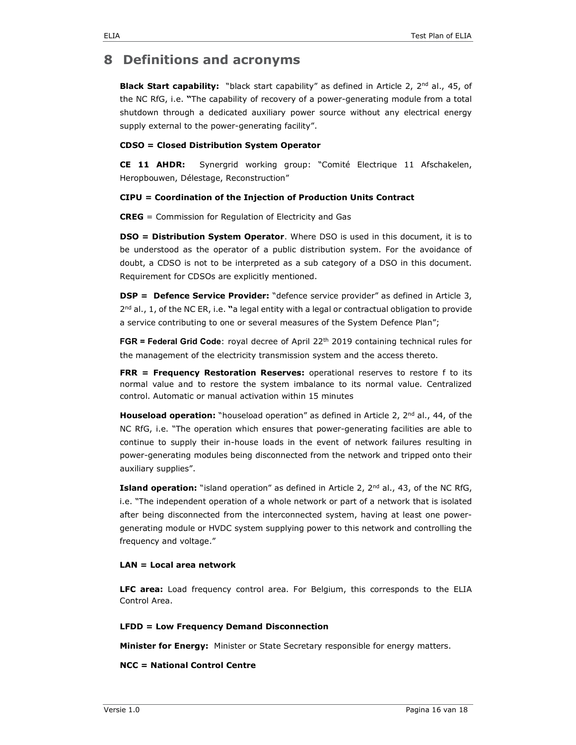# 8 Definitions and acronyms

**Black Start capability:** "black start capability" as defined in Article 2, 2nd al., 45, of the NC RfG, i.e. **"**The capability of recovery of a power-generating module from a total shutdown through a dedicated auxiliary power source without any electrical energy supply external to the power-generating facility".

**CDSO = Closed Distribution System Operator**

**CE 11 AHDR:** Synergrid working group: "Comité Electrique 11 Afschakelen, Heropbouwen, Délestage, Reconstruction"

**CIPU = Coordination of the Injection of Production Units Contract**

**CREG** = Commission for Regulation of Electricity and Gas

**DSO = Distribution System Operator**. Where DSO is used in this document, it is to be understood as the operator of a public distribution system. For the avoidance of doubt, a CDSO is not to be interpreted as a sub category of a DSO in this document. Requirement for CDSOs are explicitly mentioned.

**DSP = Defence Service Provider:** "defence service provider" as defined in Article 3, 2nd al., 1, of the NC ER, i.e. **"**a legal entity with a legal or contractual obligation to provide a service contributing to one or several measures of the System Defence Plan";

**FGR = Federal Grid Code**: royal decree of April 22th 2019 containing technical rules for the management of the electricity transmission system and the access thereto.

**FRR = Frequency Restoration Reserves:** operational reserves to restore f to its normal value and to restore the system imbalance to its normal value. Centralized control. Automatic or manual activation within 15 minutes

**Houseload operation:** "houseload operation" as defined in Article 2, 2nd al., 44, of the NC RfG, i.e. "The operation which ensures that power-generating facilities are able to continue to supply their in-house loads in the event of network failures resulting in power-generating modules being disconnected from the network and tripped onto their auxiliary supplies".

**Island operation:** "island operation" as defined in Article 2, 2nd al., 43, of the NC RfG, i.e. "The independent operation of a whole network or part of a network that is isolated after being disconnected from the interconnected system, having at least one power-generating module or HVDC system supplying power to this network and controlling the frequency and voltage."

**LAN = Local area network**

**LFC area:** Load frequency control area. For Belgium, this corresponds to the ELIA Control Area.

**LFDD = Low Frequency Demand Disconnection**

**Minister for Energy:** Minister or State Secretary responsible for energy matters.

**NCC = National Control Centre**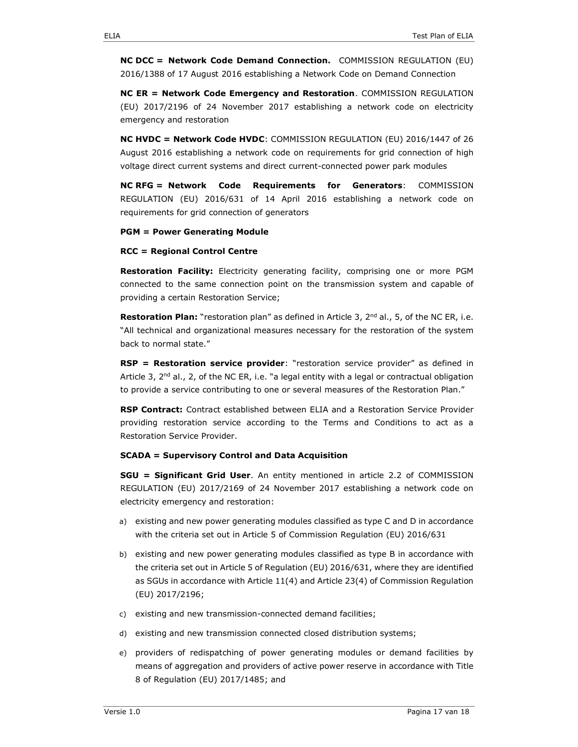**NC DCC = Network Code Demand Connection.** COMMISSION REGULATION (EU) 2016/1388 of 17 August 2016 establishing a Network Code on Demand Connection

**NC ER = Network Code Emergency and Restoration**. COMMISSION REGULATION (EU) 2017/2196 of 24 November 2017 establishing a network code on electricity emergency and restoration

**NC HVDC = Network Code HVDC**: COMMISSION REGULATION (EU) 2016/1447 of 26 August 2016 establishing a network code on requirements for grid connection of high voltage direct current systems and direct current-connected power park modules

**NC RFG = Network Code Requirements for Generators**: COMMISSION REGULATION (EU) 2016/631 of 14 April 2016 establishing a network code on requirements for grid connection of generators

**PGM = Power Generating Module**

**RCC = Regional Control Centre**

**Restoration Facility:** Electricity generating facility, comprising one or more PGM connected to the same connection point on the transmission system and capable of providing a certain Restoration Service;

**Restoration Plan:** "restoration plan" as defined in Article 3, 2nd al., 5, of the NC ER, i.e. "All technical and organizational measures necessary for the restoration of the system back to normal state."

**RSP = Restoration service provider**: "restoration service provider" as defined in Article 3, 2nd al., 2, of the NC ER, i.e. "a legal entity with a legal or contractual obligation to provide a service contributing to one or several measures of the Restoration Plan."

**RSP Contract:** Contract established between ELIA and a Restoration Service Provider providing restoration service according to the Terms and Conditions to act as a Restoration Service Provider.

**SCADA = Supervisory Control and Data Acquisition**

**SGU = Significant Grid User**. An entity mentioned in article 2.2 of COMMISSION REGULATION (EU) 2017/2169 of 24 November 2017 establishing a network code on electricity emergency and restoration:

a) existing and new power generating modules classified as type C and D in accordance with the criteria set out in Article 5 of Commission Regulation (EU) 2016/631
b) existing and new power generating modules classified as type B in accordance with the criteria set out in Article 5 of Regulation (EU) 2016/631, where they are identified as SGUs in accordance with Article 11(4) and Article 23(4) of Commission Regulation (EU) 2017/2196;
c) existing and new transmission-connected demand facilities;
d) existing and new transmission connected closed distribution systems;
e) providers of redispatching of power generating modules or demand facilities by means of aggregation and providers of active power reserve in accordance with Title 8 of Regulation (EU) 2017/1485; and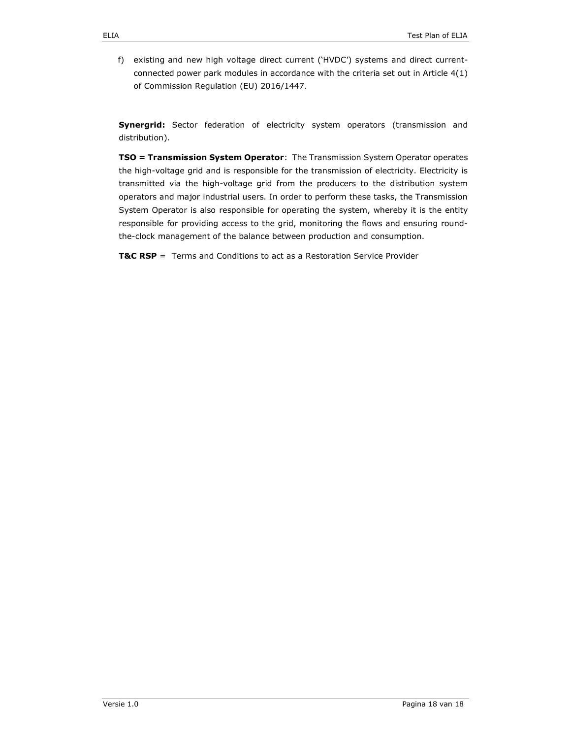f) existing and new high voltage direct current ('HVDC') systems and direct current-connected power park modules in accordance with the criteria set out in Article 4(1) of Commission Regulation (EU) 2016/1447.

**Synergrid:** Sector federation of electricity system operators (transmission and distribution).

**TSO = Transmission System Operator**: The Transmission System Operator operates the high-voltage grid and is responsible for the transmission of electricity. Electricity is transmitted via the high-voltage grid from the producers to the distribution system operators and major industrial users. In order to perform these tasks, the Transmission System Operator is also responsible for operating the system, whereby it is the entity responsible for providing access to the grid, monitoring the flows and ensuring round-the-clock management of the balance between production and consumption.

**T&C RSP** = Terms and Conditions to act as a Restoration Service Provider